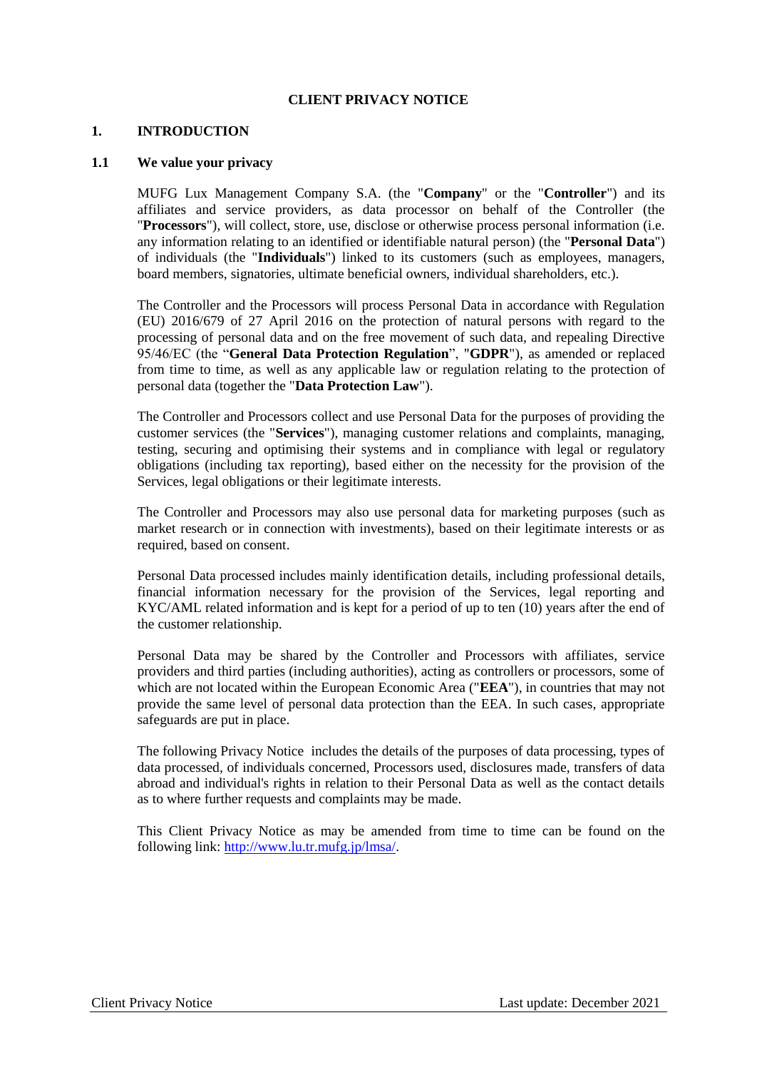# CLIENT PRIVACY NOTICE

## 1. INTRODUCTION

### 1.1 We value your privacy

MUFG Lux Management Company S.A. (the "**Company**" or the "**Controller**") and its affiliates and service providers, as data processor on behalf of the Controller (the "**Processors**"), will collect, store, use, disclose or otherwise process personal information (i.e. any information relating to an identified or identifiable natural person) (the "**Personal Data**") of individuals (the "**Individuals**") linked to its customers (such as employees, managers, board members, signatories, ultimate beneficial owners, individual shareholders, etc.).

The Controller and the Processors will process Personal Data in accordance with Regulation (EU) 2016/679 of 27 April 2016 on the protection of natural persons with regard to the processing of personal data and on the free movement of such data, and repealing Directive 95/46/EC (the "**General Data Protection Regulation**", "**GDPR**"), as amended or replaced from time to time, as well as any applicable law or regulation relating to the protection of personal data (together the "**Data Protection Law**").

The Controller and Processors collect and use Personal Data for the purposes of providing the customer services (the "**Services**"), managing customer relations and complaints, managing, testing, securing and optimising their systems and in compliance with legal or regulatory obligations (including tax reporting), based either on the necessity for the provision of the Services, legal obligations or their legitimate interests.

The Controller and Processors may also use personal data for marketing purposes (such as market research or in connection with investments), based on their legitimate interests or as required, based on consent.

Personal Data processed includes mainly identification details, including professional details, financial information necessary for the provision of the Services, legal reporting and KYC/AML related information and is kept for a period of up to ten (10) years after the end of the customer relationship.

Personal Data may be shared by the Controller and Processors with affiliates, service providers and third parties (including authorities), acting as controllers or processors, some of which are not located within the European Economic Area ("**EEA**"), in countries that may not provide the same level of personal data protection than the EEA. In such cases, appropriate safeguards are put in place.

The following Privacy Notice includes the details of the purposes of data processing, types of data processed, of individuals concerned, Processors used, disclosures made, transfers of data abroad and individual's rights in relation to their Personal Data as well as the contact details as to where further requests and complaints may be made.

This Client Privacy Notice as may be amended from time to time can be found on the following link: [http://www.lu.tr.mufg.jp/lmsa/](http://www.lu.tr.mufg.jp/lmsa/).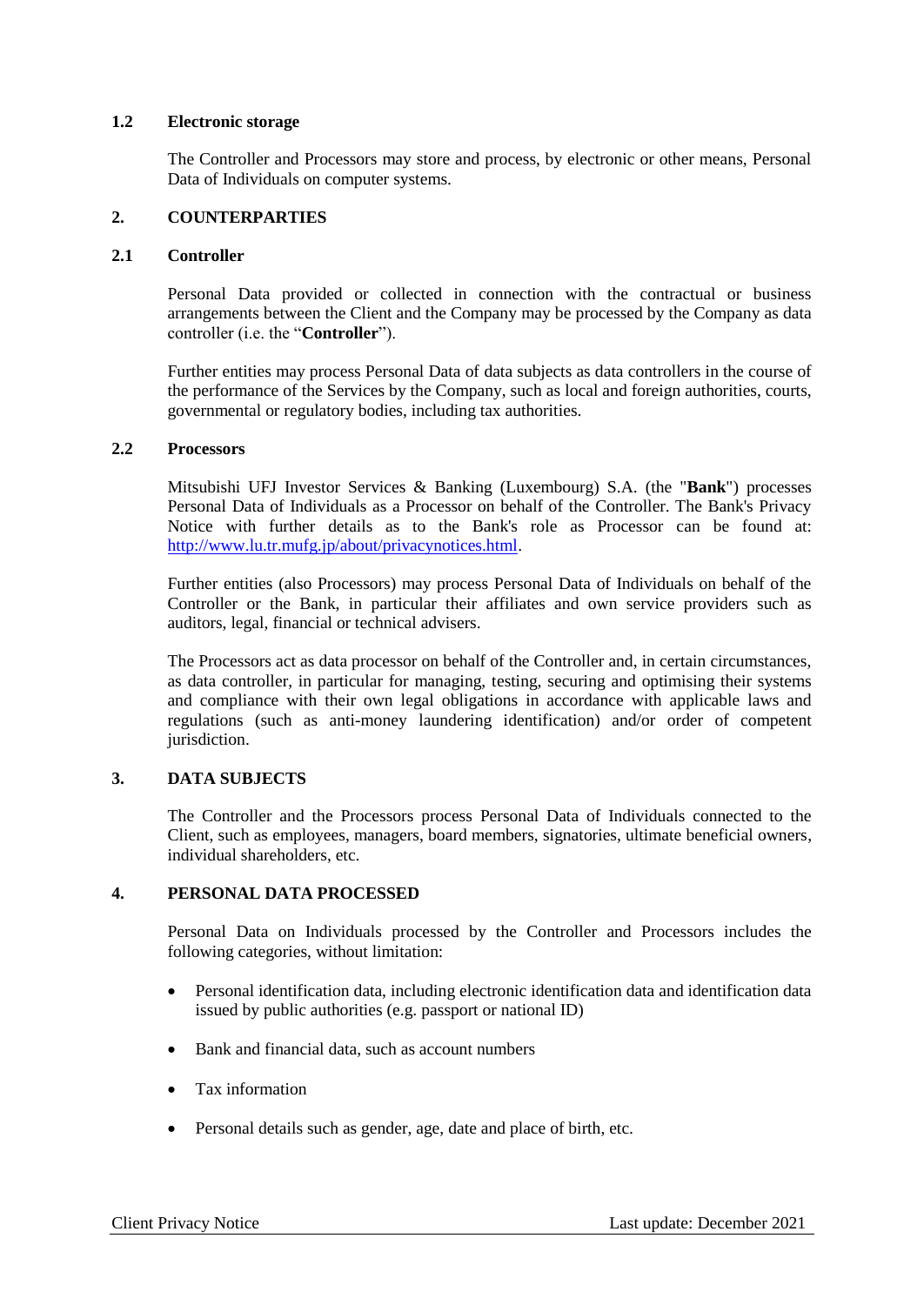### 1.2 Electronic storage

The Controller and Processors may store and process, by electronic or other means, Personal Data of Individuals on computer systems.

## 2. COUNTERPARTIES

### 2.1 Controller

Personal Data provided or collected in connection with the contractual or business arrangements between the Client and the Company may be processed by the Company as data controller (i.e. the "**Controller**").

Further entities may process Personal Data of data subjects as data controllers in the course of the performance of the Services by the Company, such as local and foreign authorities, courts, governmental or regulatory bodies, including tax authorities.

### 2.2 Processors

Mitsubishi UFJ Investor Services & Banking (Luxembourg) S.A. (the "**Bank**") processes Personal Data of Individuals as a Processor on behalf of the Controller. The Bank's Privacy Notice with further details as to the Bank's role as Processor can be found at: [http://www.lu.tr.mufg.jp/about/privacynotices.html](http://www.lu.tr.mufg.jp/about/privacynotices.html).

Further entities (also Processors) may process Personal Data of Individuals on behalf of the Controller or the Bank, in particular their affiliates and own service providers such as auditors, legal, financial or technical advisers.

The Processors act as data processor on behalf of the Controller and, in certain circumstances, as data controller, in particular for managing, testing, securing and optimising their systems and compliance with their own legal obligations in accordance with applicable laws and regulations (such as anti-money laundering identification) and/or order of competent jurisdiction.

## 3. DATA SUBJECTS

The Controller and the Processors process Personal Data of Individuals connected to the Client, such as employees, managers, board members, signatories, ultimate beneficial owners, individual shareholders, etc.

## 4. PERSONAL DATA PROCESSED

Personal Data on Individuals processed by the Controller and Processors includes the following categories, without limitation:

- Personal identification data, including electronic identification data and identification data issued by public authorities (e.g. passport or national ID)
- Bank and financial data, such as account numbers
- Tax information
- Personal details such as gender, age, date and place of birth, etc.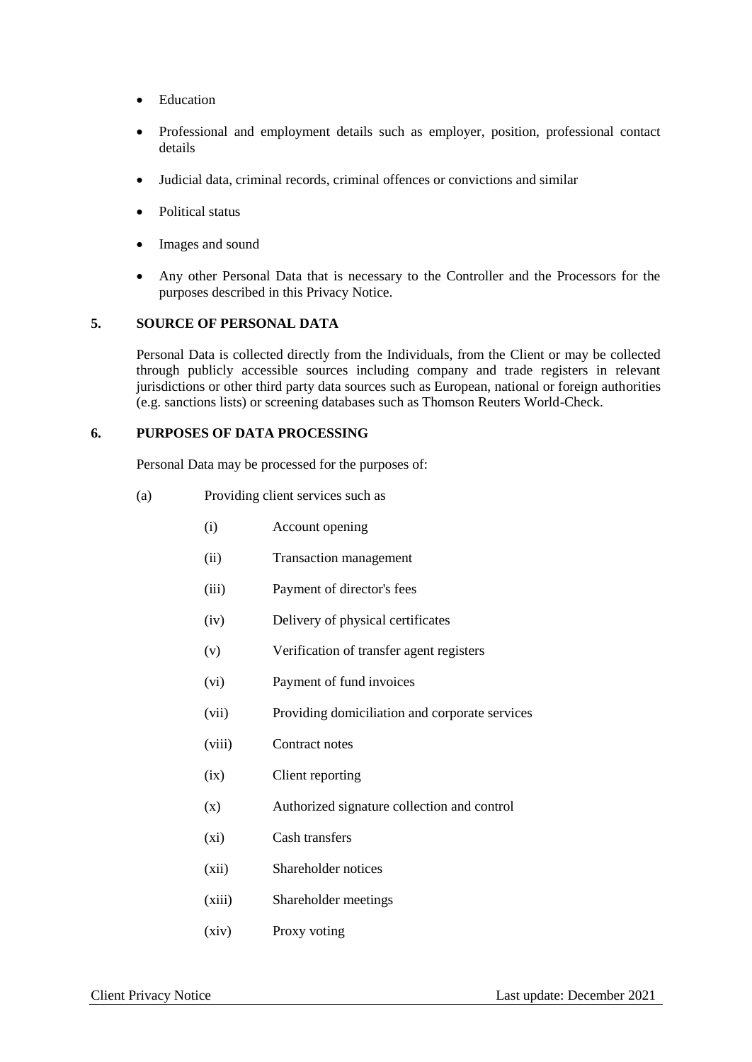- Education
- Professional and employment details such as employer, position, professional contact details
- Judicial data, criminal records, criminal offences or convictions and similar
- Political status
- Images and sound
- Any other Personal Data that is necessary to the Controller and the Processors for the purposes described in this Privacy Notice.

## 5. SOURCE OF PERSONAL DATA

Personal Data is collected directly from the Individuals, from the Client or may be collected through publicly accessible sources including company and trade registers in relevant jurisdictions or other third party data sources such as European, national or foreign authorities (e.g. sanctions lists) or screening databases such as Thomson Reuters World-Check.

## 6. PURPOSES OF DATA PROCESSING

Personal Data may be processed for the purposes of:

(a) Providing client services such as

   (i) Account opening

   (ii) Transaction management

   (iii) Payment of director's fees

   (iv) Delivery of physical certificates

   (v) Verification of transfer agent registers

   (vi) Payment of fund invoices

   (vii) Providing domiciliation and corporate services

   (viii) Contract notes

   (ix) Client reporting

   (x) Authorized signature collection and control

   (xi) Cash transfers

   (xii) Shareholder notices

   (xiii) Shareholder meetings

   (xiv) Proxy voting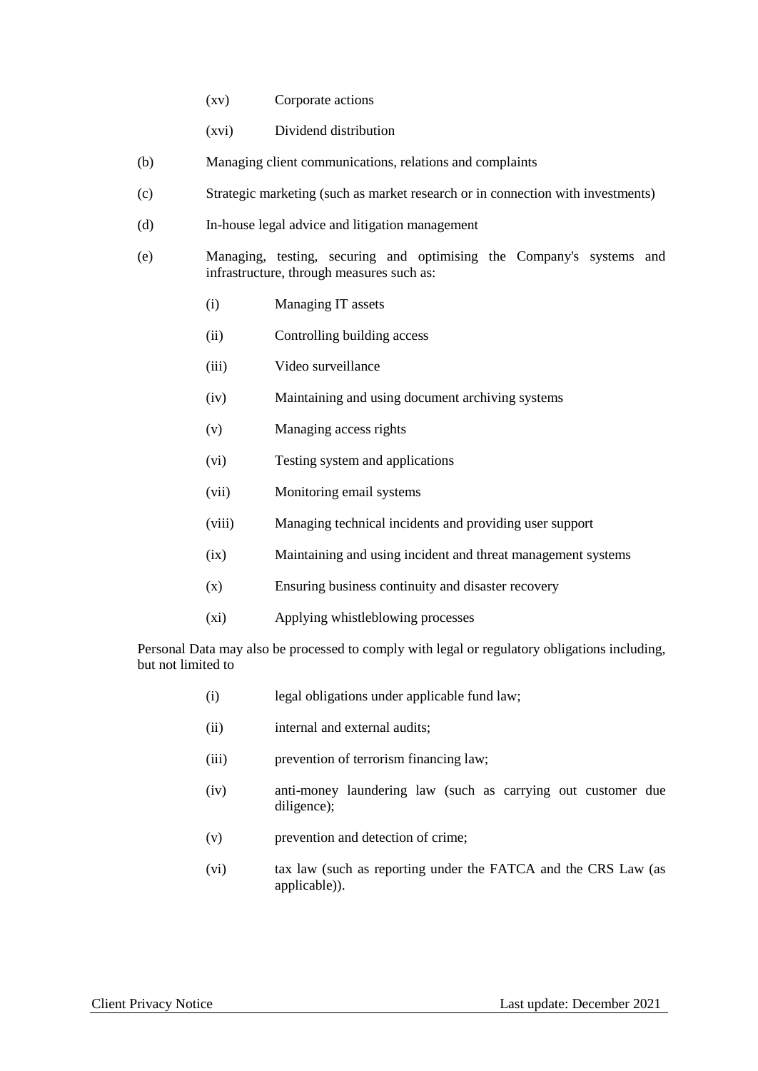(xv) Corporate actions

(xvi) Dividend distribution

(b) Managing client communications, relations and complaints

(c) Strategic marketing (such as market research or in connection with investments)

(d) In-house legal advice and litigation management

(e) Managing, testing, securing and optimising the Company's systems and infrastructure, through measures such as:

(i) Managing IT assets

(ii) Controlling building access

(iii) Video surveillance

(iv) Maintaining and using document archiving systems

(v) Managing access rights

(vi) Testing system and applications

(vii) Monitoring email systems

(viii) Managing technical incidents and providing user support

(ix) Maintaining and using incident and threat management systems

(x) Ensuring business continuity and disaster recovery

(xi) Applying whistleblowing processes

Personal Data may also be processed to comply with legal or regulatory obligations including, but not limited to

(i) legal obligations under applicable fund law;

(ii) internal and external audits;

(iii) prevention of terrorism financing law;

(iv) anti-money laundering law (such as carrying out customer due diligence);

(v) prevention and detection of crime;

(vi) tax law (such as reporting under the FATCA and the CRS Law (as applicable)).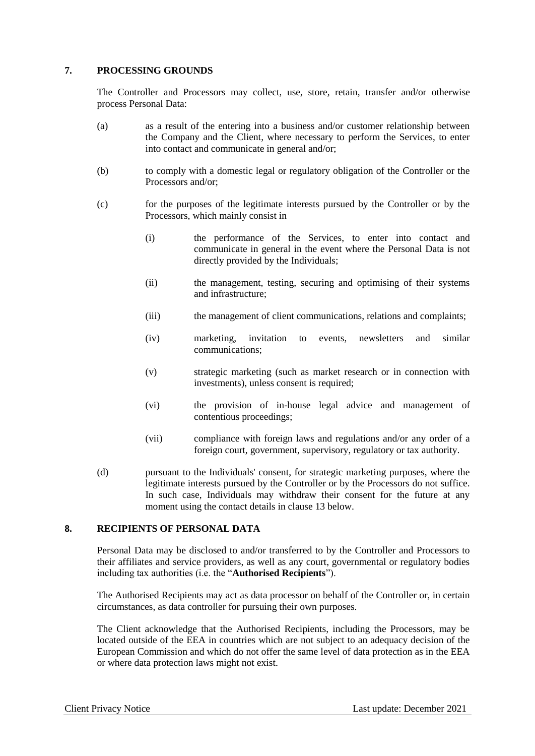## 7. PROCESSING GROUNDS

The Controller and Processors may collect, use, store, retain, transfer and/or otherwise process Personal Data:

(a) as a result of the entering into a business and/or customer relationship between the Company and the Client, where necessary to perform the Services, to enter into contact and communicate in general and/or;

(b) to comply with a domestic legal or regulatory obligation of the Controller or the Processors and/or;

(c) for the purposes of the legitimate interests pursued by the Controller or by the Processors, which mainly consist in

  (i) the performance of the Services, to enter into contact and communicate in general in the event where the Personal Data is not directly provided by the Individuals;

  (ii) the management, testing, securing and optimising of their systems and infrastructure;

  (iii) the management of client communications, relations and complaints;

  (iv) marketing, invitation to events, newsletters and similar communications;

  (v) strategic marketing (such as market research or in connection with investments), unless consent is required;

  (vi) the provision of in-house legal advice and management of contentious proceedings;

  (vii) compliance with foreign laws and regulations and/or any order of a foreign court, government, supervisory, regulatory or tax authority.

(d) pursuant to the Individuals' consent, for strategic marketing purposes, where the legitimate interests pursued by the Controller or by the Processors do not suffice. In such case, Individuals may withdraw their consent for the future at any moment using the contact details in clause 13 below.

## 8. RECIPIENTS OF PERSONAL DATA

Personal Data may be disclosed to and/or transferred to by the Controller and Processors to their affiliates and service providers, as well as any court, governmental or regulatory bodies including tax authorities (i.e. the "**Authorised Recipients**").

The Authorised Recipients may act as data processor on behalf of the Controller or, in certain circumstances, as data controller for pursuing their own purposes.

The Client acknowledge that the Authorised Recipients, including the Processors, may be located outside of the EEA in countries which are not subject to an adequacy decision of the European Commission and which do not offer the same level of data protection as in the EEA or where data protection laws might not exist.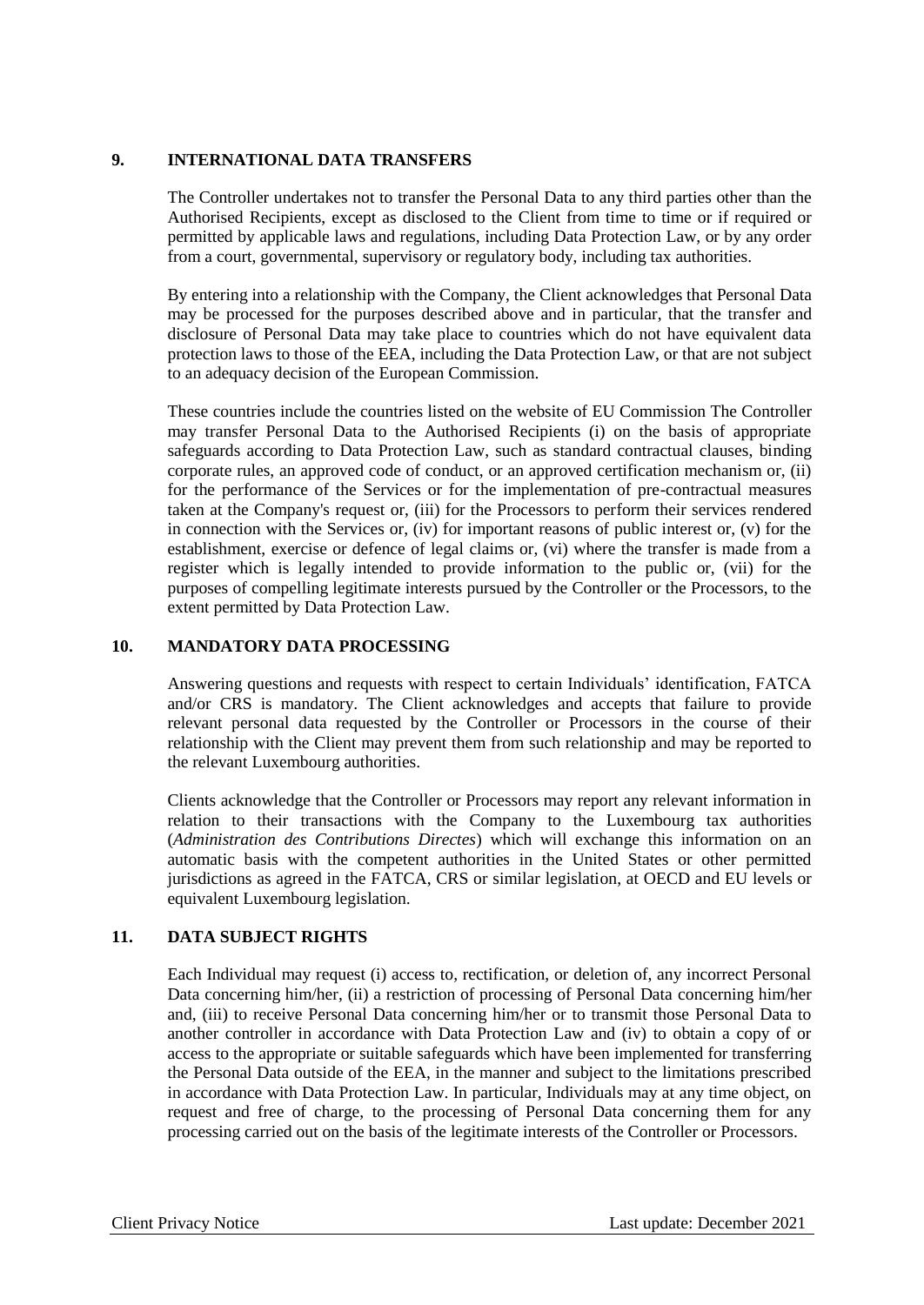## 9. INTERNATIONAL DATA TRANSFERS

The Controller undertakes not to transfer the Personal Data to any third parties other than the Authorised Recipients, except as disclosed to the Client from time to time or if required or permitted by applicable laws and regulations, including Data Protection Law, or by any order from a court, governmental, supervisory or regulatory body, including tax authorities.

By entering into a relationship with the Company, the Client acknowledges that Personal Data may be processed for the purposes described above and in particular, that the transfer and disclosure of Personal Data may take place to countries which do not have equivalent data protection laws to those of the EEA, including the Data Protection Law, or that are not subject to an adequacy decision of the European Commission.

These countries include the countries listed on the website of EU Commission The Controller may transfer Personal Data to the Authorised Recipients (i) on the basis of appropriate safeguards according to Data Protection Law, such as standard contractual clauses, binding corporate rules, an approved code of conduct, or an approved certification mechanism or, (ii) for the performance of the Services or for the implementation of pre-contractual measures taken at the Company's request or, (iii) for the Processors to perform their services rendered in connection with the Services or, (iv) for important reasons of public interest or, (v) for the establishment, exercise or defence of legal claims or, (vi) where the transfer is made from a register which is legally intended to provide information to the public or, (vii) for the purposes of compelling legitimate interests pursued by the Controller or the Processors, to the extent permitted by Data Protection Law.

## 10. MANDATORY DATA PROCESSING

Answering questions and requests with respect to certain Individuals' identification, FATCA and/or CRS is mandatory. The Client acknowledges and accepts that failure to provide relevant personal data requested by the Controller or Processors in the course of their relationship with the Client may prevent them from such relationship and may be reported to the relevant Luxembourg authorities.

Clients acknowledge that the Controller or Processors may report any relevant information in relation to their transactions with the Company to the Luxembourg tax authorities (*Administration des Contributions Directes*) which will exchange this information on an automatic basis with the competent authorities in the United States or other permitted jurisdictions as agreed in the FATCA, CRS or similar legislation, at OECD and EU levels or equivalent Luxembourg legislation.

## 11. DATA SUBJECT RIGHTS

Each Individual may request (i) access to, rectification, or deletion of, any incorrect Personal Data concerning him/her, (ii) a restriction of processing of Personal Data concerning him/her and, (iii) to receive Personal Data concerning him/her or to transmit those Personal Data to another controller in accordance with Data Protection Law and (iv) to obtain a copy of or access to the appropriate or suitable safeguards which have been implemented for transferring the Personal Data outside of the EEA, in the manner and subject to the limitations prescribed in accordance with Data Protection Law. In particular, Individuals may at any time object, on request and free of charge, to the processing of Personal Data concerning them for any processing carried out on the basis of the legitimate interests of the Controller or Processors.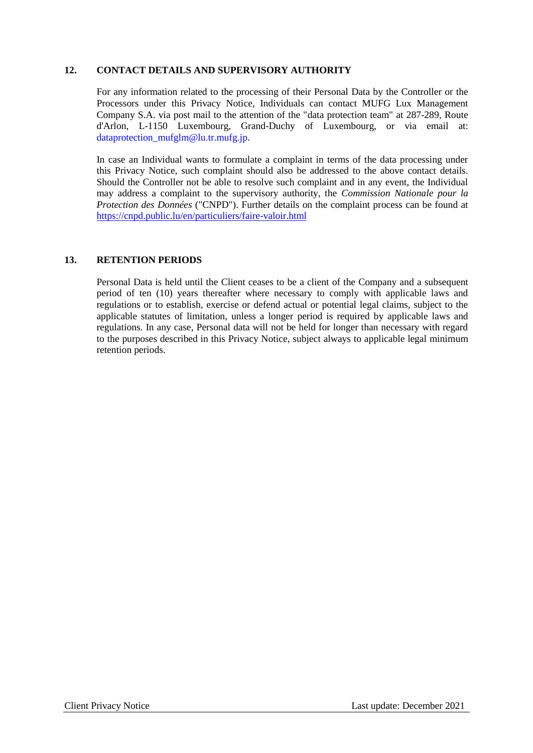## 12. CONTACT DETAILS AND SUPERVISORY AUTHORITY

For any information related to the processing of their Personal Data by the Controller or the Processors under this Privacy Notice, Individuals can contact MUFG Lux Management Company S.A. via post mail to the attention of the "data protection team" at 287-289, Route d'Arlon, L-1150 Luxembourg, Grand-Duchy of Luxembourg, or via email at: dataprotection_mufglm@lu.tr.mufg.jp.

In case an Individual wants to formulate a complaint in terms of the data processing under this Privacy Notice, such complaint should also be addressed to the above contact details. Should the Controller not be able to resolve such complaint and in any event, the Individual may address a complaint to the supervisory authority, the *Commission Nationale pour la Protection des Données* ("CNPD"). Further details on the complaint process can be found at https://cnpd.public.lu/en/particuliers/faire-valoir.html

## 13. RETENTION PERIODS

Personal Data is held until the Client ceases to be a client of the Company and a subsequent period of ten (10) years thereafter where necessary to comply with applicable laws and regulations or to establish, exercise or defend actual or potential legal claims, subject to the applicable statutes of limitation, unless a longer period is required by applicable laws and regulations. In any case, Personal data will not be held for longer than necessary with regard to the purposes described in this Privacy Notice, subject always to applicable legal minimum retention periods.